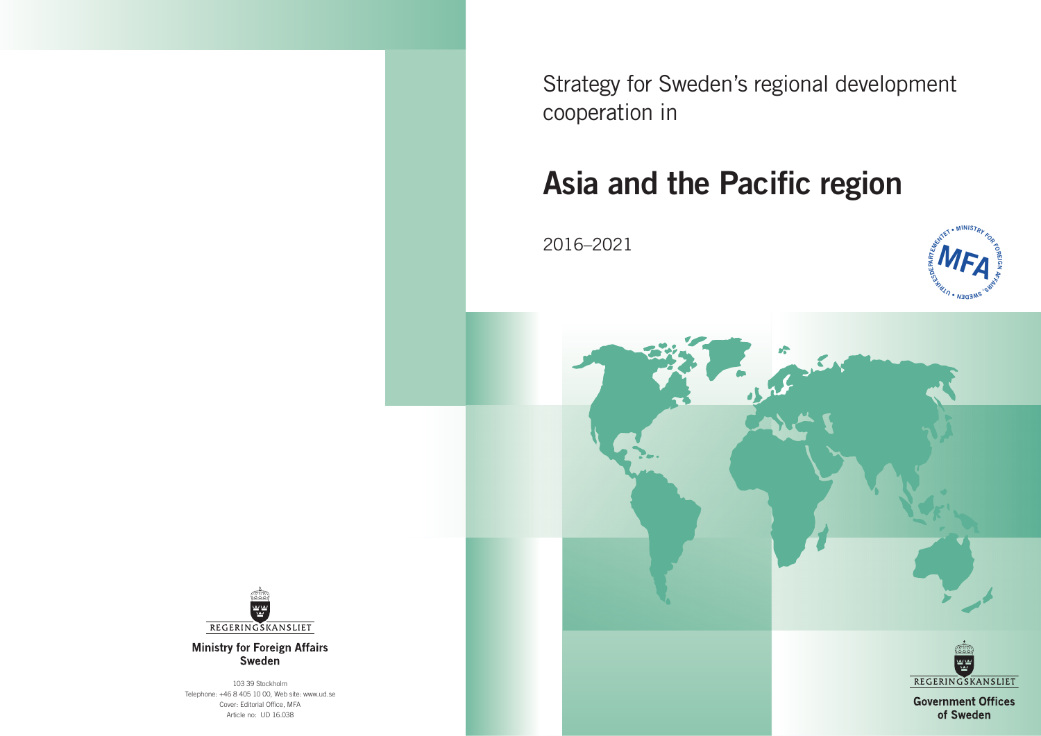Strategy for Sweden's regional development cooperation in

# Asia and the Pacific region

2016–2021

MINISTRY FOR FOREIGN AFFAIRS, SWEDEN • UTRIKESDEPARTEMENTET

MFA

REGERINGSKANSLIET

**Government Offices of Sweden**

REGERINGSKANSLIET

**Ministry for Foreign Affairs Sweden**

103 39 Stockholm
Telephone: +46 8 405 10 00, Web site: www.ud.se
Cover: Editorial Office, MFA
Article no: UD 16.038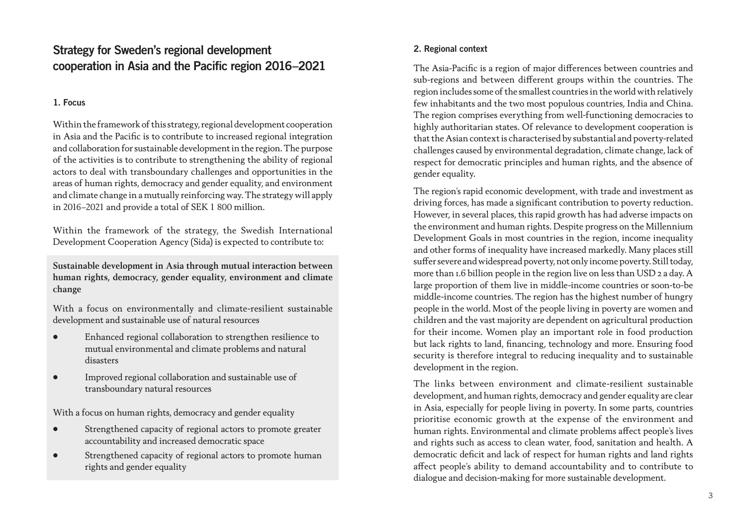# Strategy for Sweden's regional development cooperation in Asia and the Pacific region 2016–2021

## 1. Focus

Within the framework of this strategy, regional development cooperation in Asia and the Pacific is to contribute to increased regional integration and collaboration for sustainable development in the region. The purpose of the activities is to contribute to strengthening the ability of regional actors to deal with transboundary challenges and opportunities in the areas of human rights, democracy and gender equality, and environment and climate change in a mutually reinforcing way. The strategy will apply in 2016–2021 and provide a total of SEK 1 800 million.

Within the framework of the strategy, the Swedish International Development Cooperation Agency (Sida) is expected to contribute to:

**Sustainable development in Asia through mutual interaction between human rights, democracy, gender equality, environment and climate change**

With a focus on environmentally and climate-resilient sustainable development and sustainable use of natural resources

- Enhanced regional collaboration to strengthen resilience to mutual environmental and climate problems and natural disasters
- Improved regional collaboration and sustainable use of transboundary natural resources

With a focus on human rights, democracy and gender equality

- Strengthened capacity of regional actors to promote greater accountability and increased democratic space
- Strengthened capacity of regional actors to promote human rights and gender equality

## 2. Regional context

The Asia-Pacific is a region of major differences between countries and sub-regions and between different groups within the countries. The region includes some of the smallest countries in the world with relatively few inhabitants and the two most populous countries, India and China. The region comprises everything from well-functioning democracies to highly authoritarian states. Of relevance to development cooperation is that the Asian context is characterised by substantial and poverty-related challenges caused by environmental degradation, climate change, lack of respect for democratic principles and human rights, and the absence of gender equality.

The region's rapid economic development, with trade and investment as driving forces, has made a significant contribution to poverty reduction. However, in several places, this rapid growth has had adverse impacts on the environment and human rights. Despite progress on the Millennium Development Goals in most countries in the region, income inequality and other forms of inequality have increased markedly. Many places still suffer severe and widespread poverty, not only income poverty. Still today, more than 1.6 billion people in the region live on less than USD 2 a day. A large proportion of them live in middle-income countries or soon-to-be middle-income countries. The region has the highest number of hungry people in the world. Most of the people living in poverty are women and children and the vast majority are dependent on agricultural production for their income. Women play an important role in food production but lack rights to land, financing, technology and more. Ensuring food security is therefore integral to reducing inequality and to sustainable development in the region.

The links between environment and climate-resilient sustainable development, and human rights, democracy and gender equality are clear in Asia, especially for people living in poverty. In some parts, countries prioritise economic growth at the expense of the environment and human rights. Environmental and climate problems affect people's lives and rights such as access to clean water, food, sanitation and health. A democratic deficit and lack of respect for human rights and land rights affect people's ability to demand accountability and to contribute to dialogue and decision-making for more sustainable development.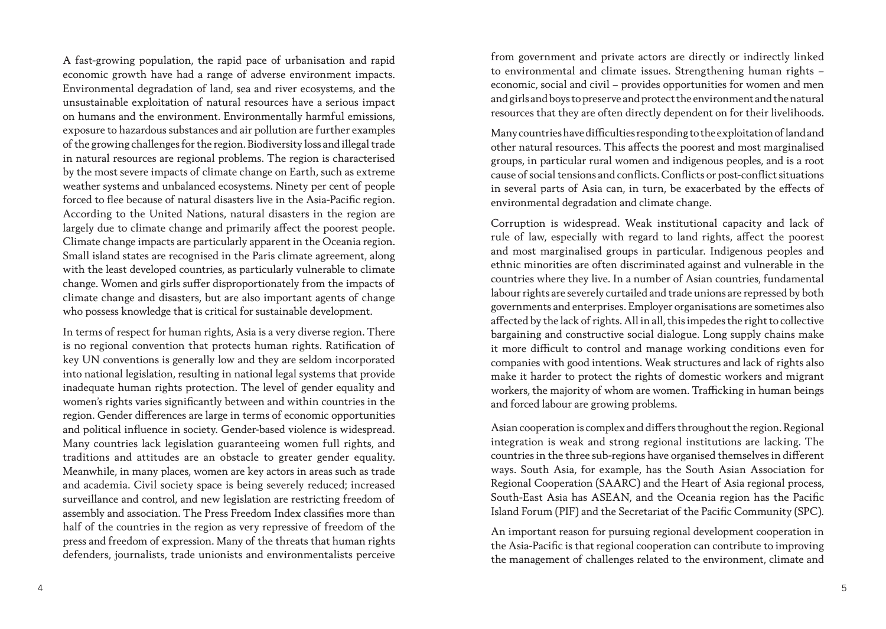A fast-growing population, the rapid pace of urbanisation and rapid economic growth have had a range of adverse environment impacts. Environmental degradation of land, sea and river ecosystems, and the unsustainable exploitation of natural resources have a serious impact on humans and the environment. Environmentally harmful emissions, exposure to hazardous substances and air pollution are further examples of the growing challenges for the region. Biodiversity loss and illegal trade in natural resources are regional problems. The region is characterised by the most severe impacts of climate change on Earth, such as extreme weather systems and unbalanced ecosystems. Ninety per cent of people forced to flee because of natural disasters live in the Asia-Pacific region. According to the United Nations, natural disasters in the region are largely due to climate change and primarily affect the poorest people. Climate change impacts are particularly apparent in the Oceania region. Small island states are recognised in the Paris climate agreement, along with the least developed countries, as particularly vulnerable to climate change. Women and girls suffer disproportionately from the impacts of climate change and disasters, but are also important agents of change who possess knowledge that is critical for sustainable development.

In terms of respect for human rights, Asia is a very diverse region. There is no regional convention that protects human rights. Ratification of key UN conventions is generally low and they are seldom incorporated into national legislation, resulting in national legal systems that provide inadequate human rights protection. The level of gender equality and women's rights varies significantly between and within countries in the region. Gender differences are large in terms of economic opportunities and political influence in society. Gender-based violence is widespread. Many countries lack legislation guaranteeing women full rights, and traditions and attitudes are an obstacle to greater gender equality. Meanwhile, in many places, women are key actors in areas such as trade and academia. Civil society space is being severely reduced; increased surveillance and control, and new legislation are restricting freedom of assembly and association. The Press Freedom Index classifies more than half of the countries in the region as very repressive of freedom of the press and freedom of expression. Many of the threats that human rights defenders, journalists, trade unionists and environmentalists perceive from government and private actors are directly or indirectly linked to environmental and climate issues. Strengthening human rights – economic, social and civil – provides opportunities for women and men and girls and boys to preserve and protect the environment and the natural resources that they are often directly dependent on for their livelihoods.

Many countries have difficulties responding to the exploitation of land and other natural resources. This affects the poorest and most marginalised groups, in particular rural women and indigenous peoples, and is a root cause of social tensions and conflicts. Conflicts or post-conflict situations in several parts of Asia can, in turn, be exacerbated by the effects of environmental degradation and climate change.

Corruption is widespread. Weak institutional capacity and lack of rule of law, especially with regard to land rights, affect the poorest and most marginalised groups in particular. Indigenous peoples and ethnic minorities are often discriminated against and vulnerable in the countries where they live. In a number of Asian countries, fundamental labour rights are severely curtailed and trade unions are repressed by both governments and enterprises. Employer organisations are sometimes also affected by the lack of rights. All in all, this impedes the right to collective bargaining and constructive social dialogue. Long supply chains make it more difficult to control and manage working conditions even for companies with good intentions. Weak structures and lack of rights also make it harder to protect the rights of domestic workers and migrant workers, the majority of whom are women. Trafficking in human beings and forced labour are growing problems.

Asian cooperation is complex and differs throughout the region. Regional integration is weak and strong regional institutions are lacking. The countries in the three sub-regions have organised themselves in different ways. South Asia, for example, has the South Asian Association for Regional Cooperation (SAARC) and the Heart of Asia regional process, South-East Asia has ASEAN, and the Oceania region has the Pacific Island Forum (PIF) and the Secretariat of the Pacific Community (SPC).

An important reason for pursuing regional development cooperation in the Asia-Pacific is that regional cooperation can contribute to improving the management of challenges related to the environment, climate and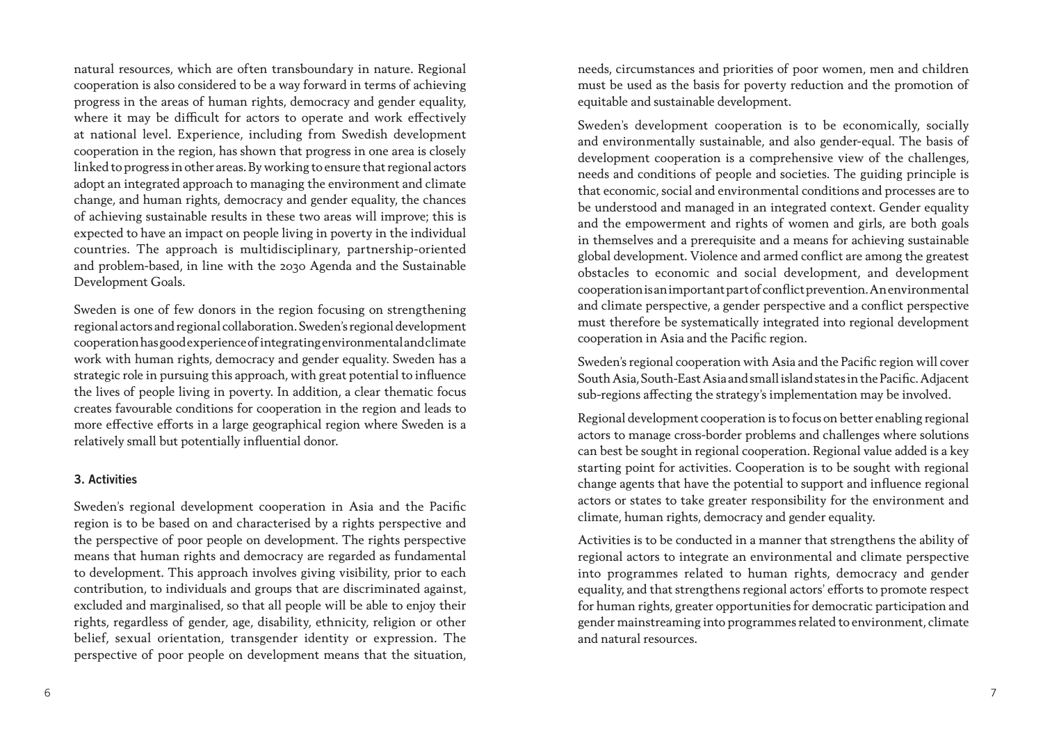natural resources, which are often transboundary in nature. Regional cooperation is also considered to be a way forward in terms of achieving progress in the areas of human rights, democracy and gender equality, where it may be difficult for actors to operate and work effectively at national level. Experience, including from Swedish development cooperation in the region, has shown that progress in one area is closely linked to progress in other areas. By working to ensure that regional actors adopt an integrated approach to managing the environment and climate change, and human rights, democracy and gender equality, the chances of achieving sustainable results in these two areas will improve; this is expected to have an impact on people living in poverty in the individual countries. The approach is multidisciplinary, partnership-oriented and problem-based, in line with the 2030 Agenda and the Sustainable Development Goals.

Sweden is one of few donors in the region focusing on strengthening regional actors and regional collaboration. Sweden's regional development cooperation has good experience of integrating environmental and climate work with human rights, democracy and gender equality. Sweden has a strategic role in pursuing this approach, with great potential to influence the lives of people living in poverty. In addition, a clear thematic focus creates favourable conditions for cooperation in the region and leads to more effective efforts in a large geographical region where Sweden is a relatively small but potentially influential donor.

## 3. Activities

Sweden's regional development cooperation in Asia and the Pacific region is to be based on and characterised by a rights perspective and the perspective of poor people on development. The rights perspective means that human rights and democracy are regarded as fundamental to development. This approach involves giving visibility, prior to each contribution, to individuals and groups that are discriminated against, excluded and marginalised, so that all people will be able to enjoy their rights, regardless of gender, age, disability, ethnicity, religion or other belief, sexual orientation, transgender identity or expression. The perspective of poor people on development means that the situation, needs, circumstances and priorities of poor women, men and children must be used as the basis for poverty reduction and the promotion of equitable and sustainable development.

Sweden's development cooperation is to be economically, socially and environmentally sustainable, and also gender-equal. The basis of development cooperation is a comprehensive view of the challenges, needs and conditions of people and societies. The guiding principle is that economic, social and environmental conditions and processes are to be understood and managed in an integrated context. Gender equality and the empowerment and rights of women and girls, are both goals in themselves and a prerequisite and a means for achieving sustainable global development. Violence and armed conflict are among the greatest obstacles to economic and social development, and development cooperation is an important part of conflict prevention. An environmental and climate perspective, a gender perspective and a conflict perspective must therefore be systematically integrated into regional development cooperation in Asia and the Pacific region.

Sweden's regional cooperation with Asia and the Pacific region will cover South Asia, South-East Asia and small island states in the Pacific. Adjacent sub-regions affecting the strategy's implementation may be involved.

Regional development cooperation is to focus on better enabling regional actors to manage cross-border problems and challenges where solutions can best be sought in regional cooperation. Regional value added is a key starting point for activities. Cooperation is to be sought with regional change agents that have the potential to support and influence regional actors or states to take greater responsibility for the environment and climate, human rights, democracy and gender equality.

Activities is to be conducted in a manner that strengthens the ability of regional actors to integrate an environmental and climate perspective into programmes related to human rights, democracy and gender equality, and that strengthens regional actors' efforts to promote respect for human rights, greater opportunities for democratic participation and gender mainstreaming into programmes related to environment, climate and natural resources.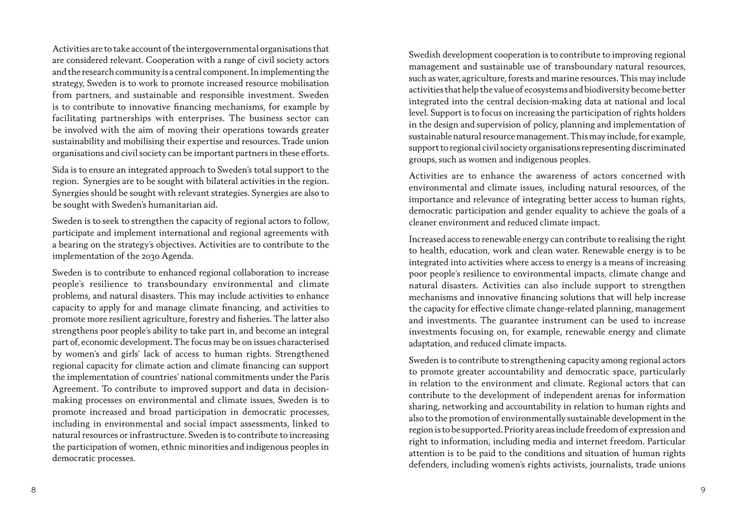Activities are to take account of the intergovernmental organisations that are considered relevant. Cooperation with a range of civil society actors and the research community is a central component. In implementing the strategy, Sweden is to work to promote increased resource mobilisation from partners, and sustainable and responsible investment. Sweden is to contribute to innovative financing mechanisms, for example by facilitating partnerships with enterprises. The business sector can be involved with the aim of moving their operations towards greater sustainability and mobilising their expertise and resources. Trade union organisations and civil society can be important partners in these efforts.

Sida is to ensure an integrated approach to Sweden's total support to the region. Synergies are to be sought with bilateral activities in the region. Synergies should be sought with relevant strategies. Synergies are also to be sought with Sweden's humanitarian aid.

Sweden is to seek to strengthen the capacity of regional actors to follow, participate and implement international and regional agreements with a bearing on the strategy's objectives. Activities are to contribute to the implementation of the 2030 Agenda.

Sweden is to contribute to enhanced regional collaboration to increase people's resilience to transboundary environmental and climate problems, and natural disasters. This may include activities to enhance capacity to apply for and manage climate financing, and activities to promote more resilient agriculture, forestry and fisheries. The latter also strengthens poor people's ability to take part in, and become an integral part of, economic development. The focus may be on issues characterised by women's and girls' lack of access to human rights. Strengthened regional capacity for climate action and climate financing can support the implementation of countries' national commitments under the Paris Agreement. To contribute to improved support and data in decision-making processes on environmental and climate issues, Sweden is to promote increased and broad participation in democratic processes, including in environmental and social impact assessments, linked to natural resources or infrastructure. Sweden is to contribute to increasing the participation of women, ethnic minorities and indigenous peoples in democratic processes.

Swedish development cooperation is to contribute to improving regional management and sustainable use of transboundary natural resources, such as water, agriculture, forests and marine resources. This may include activities that help the value of ecosystems and biodiversity become better integrated into the central decision-making data at national and local level. Support is to focus on increasing the participation of rights holders in the design and supervision of policy, planning and implementation of sustainable natural resource management. This may include, for example, support to regional civil society organisations representing discriminated groups, such as women and indigenous peoples.

Activities are to enhance the awareness of actors concerned with environmental and climate issues, including natural resources, of the importance and relevance of integrating better access to human rights, democratic participation and gender equality to achieve the goals of a cleaner environment and reduced climate impact.

Increased access to renewable energy can contribute to realising the right to health, education, work and clean water. Renewable energy is to be integrated into activities where access to energy is a means of increasing poor people's resilience to environmental impacts, climate change and natural disasters. Activities can also include support to strengthen mechanisms and innovative financing solutions that will help increase the capacity for effective climate change-related planning, management and investments. The guarantee instrument can be used to increase investments focusing on, for example, renewable energy and climate adaptation, and reduced climate impacts.

Sweden is to contribute to strengthening capacity among regional actors to promote greater accountability and democratic space, particularly in relation to the environment and climate. Regional actors that can contribute to the development of independent arenas for information sharing, networking and accountability in relation to human rights and also to the promotion of environmentally sustainable development in the region is to be supported. Priority areas include freedom of expression and right to information, including media and internet freedom. Particular attention is to be paid to the conditions and situation of human rights defenders, including women's rights activists, journalists, trade unions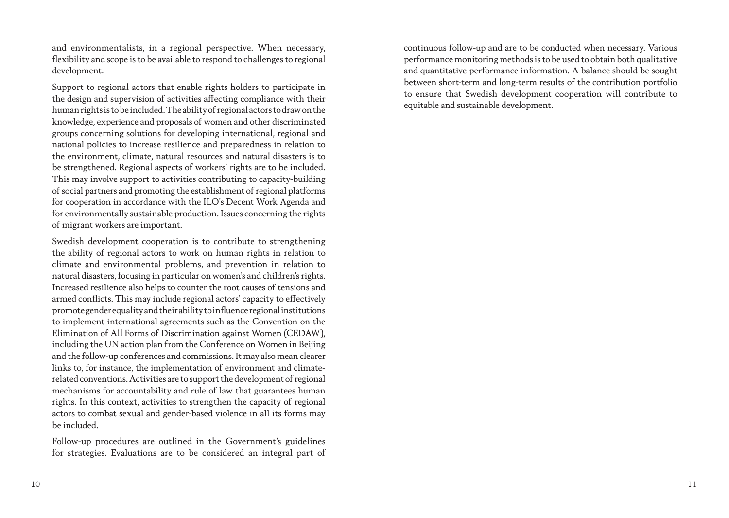and environmentalists, in a regional perspective. When necessary, flexibility and scope is to be available to respond to challenges to regional development.

Support to regional actors that enable rights holders to participate in the design and supervision of activities affecting compliance with their human rights is to be included. The ability of regional actors to draw on the knowledge, experience and proposals of women and other discriminated groups concerning solutions for developing international, regional and national policies to increase resilience and preparedness in relation to the environment, climate, natural resources and natural disasters is to be strengthened. Regional aspects of workers' rights are to be included. This may involve support to activities contributing to capacity-building of social partners and promoting the establishment of regional platforms for cooperation in accordance with the ILO's Decent Work Agenda and for environmentally sustainable production. Issues concerning the rights of migrant workers are important.

Swedish development cooperation is to contribute to strengthening the ability of regional actors to work on human rights in relation to climate and environmental problems, and prevention in relation to natural disasters, focusing in particular on women's and children's rights. Increased resilience also helps to counter the root causes of tensions and armed conflicts. This may include regional actors' capacity to effectively promote gender equality and their ability to influence regional institutions to implement international agreements such as the Convention on the Elimination of All Forms of Discrimination against Women (CEDAW), including the UN action plan from the Conference on Women in Beijing and the follow-up conferences and commissions. It may also mean clearer links to, for instance, the implementation of environment and climate-related conventions. Activities are to support the development of regional mechanisms for accountability and rule of law that guarantees human rights. In this context, activities to strengthen the capacity of regional actors to combat sexual and gender-based violence in all its forms may be included.

Follow-up procedures are outlined in the Government's guidelines for strategies. Evaluations are to be considered an integral part of continuous follow-up and are to be conducted when necessary. Various performance monitoring methods is to be used to obtain both qualitative and quantitative performance information. A balance should be sought between short-term and long-term results of the contribution portfolio to ensure that Swedish development cooperation will contribute to equitable and sustainable development.